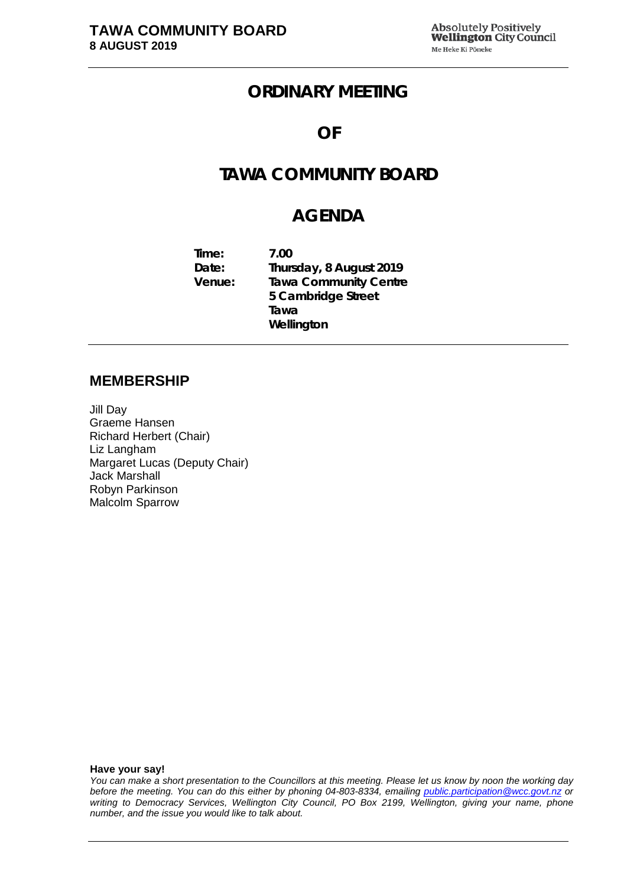# ORDINARY MEETING

# OF

# TAWA COMMUNITY BOARD

# AGENDA

**Time:** 7.00
**Date:** Thursday, 8 August 2019
**Venue:** Tawa Community Centre
5 Cambridge Street
Tawa
Wellington

## MEMBERSHIP

Jill Day
Graeme Hansen
Richard Herbert (Chair)
Liz Langham
Margaret Lucas (Deputy Chair)
Jack Marshall
Robyn Parkinson
Malcolm Sparrow

**Have your say!**

*You can make a short presentation to the Councillors at this meeting. Please let us know by noon the working day before the meeting. You can do this either by phoning 04-803-8334, emailing public.participation@wcc.govt.nz or writing to Democracy Services, Wellington City Council, PO Box 2199, Wellington, giving your name, phone number, and the issue you would like to talk about.*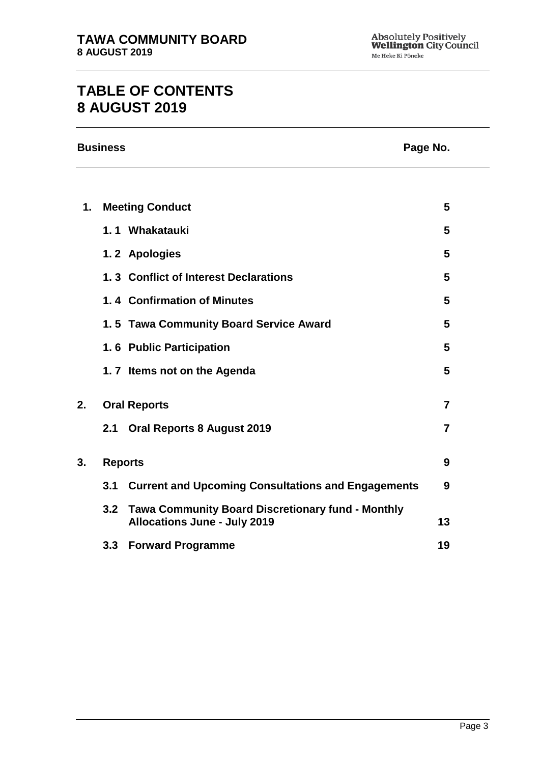# TABLE OF CONTENTS
# 8 AUGUST 2019

| Business | | Page No. |
|---|---|---|
| **1.** | **Meeting Conduct** | **5** |
| | **1. 1 Whakatauki** | **5** |
| | **1. 2 Apologies** | **5** |
| | **1. 3 Conflict of Interest Declarations** | **5** |
| | **1. 4 Confirmation of Minutes** | **5** |
| | **1. 5 Tawa Community Board Service Award** | **5** |
| | **1. 6 Public Participation** | **5** |
| | **1. 7 Items not on the Agenda** | **5** |
| **2.** | **Oral Reports** | **7** |
| | **2.1 Oral Reports 8 August 2019** | **7** |
| **3.** | **Reports** | **9** |
| | **3.1 Current and Upcoming Consultations and Engagements** | **9** |
| | **3.2 Tawa Community Board Discretionary fund - Monthly Allocations June - July 2019** | **13** |
| | **3.3 Forward Programme** | **19** |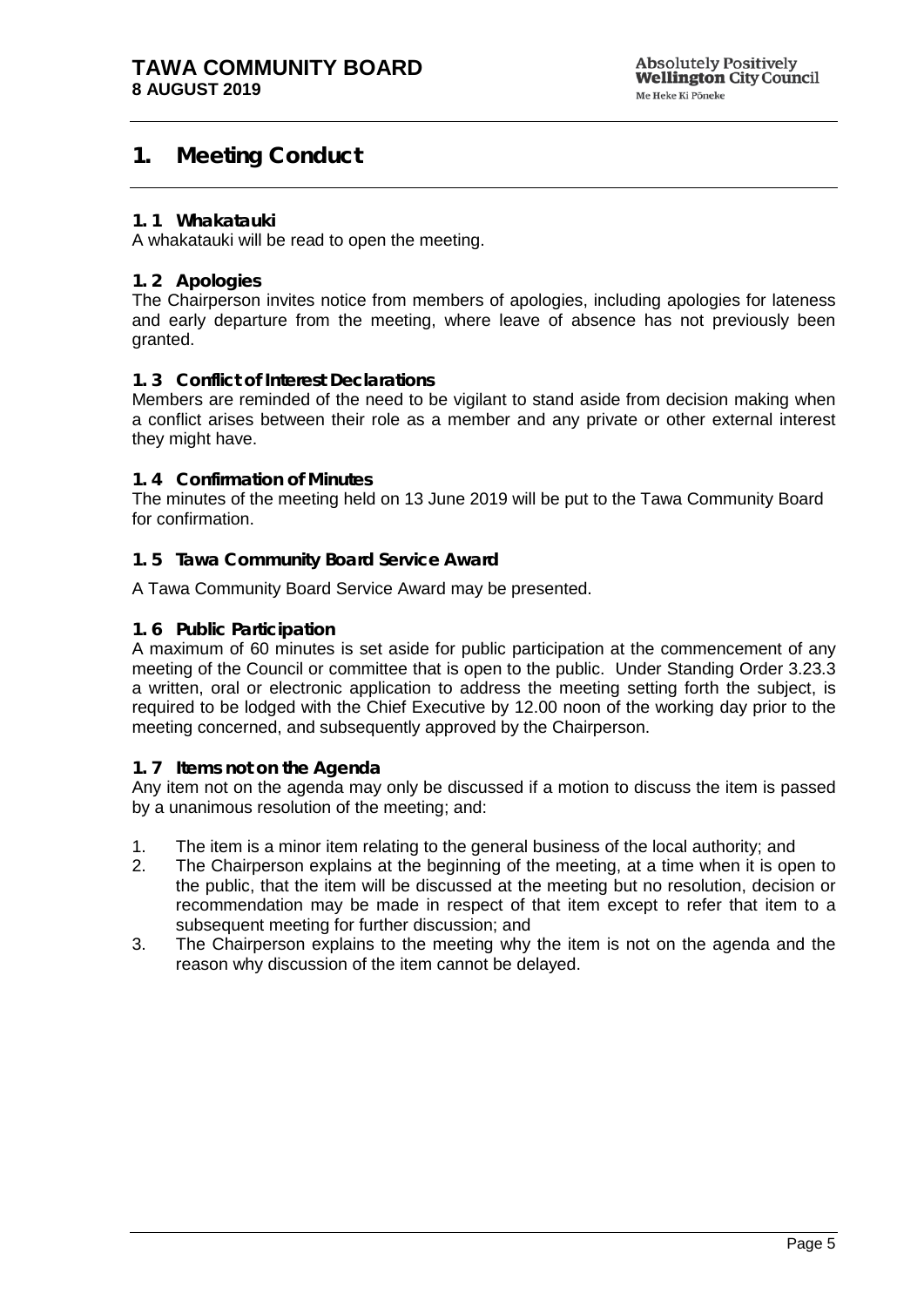# 1. Meeting Conduct

### 1. 1 Whakatauki

A whakatauki will be read to open the meeting.

### 1. 2 Apologies

The Chairperson invites notice from members of apologies, including apologies for lateness and early departure from the meeting, where leave of absence has not previously been granted.

### 1. 3 Conflict of Interest Declarations

Members are reminded of the need to be vigilant to stand aside from decision making when a conflict arises between their role as a member and any private or other external interest they might have.

### 1. 4 Confirmation of Minutes

The minutes of the meeting held on 13 June 2019 will be put to the Tawa Community Board for confirmation.

### 1. 5 Tawa Community Board Service Award

A Tawa Community Board Service Award may be presented.

### 1. 6 Public Participation

A maximum of 60 minutes is set aside for public participation at the commencement of any meeting of the Council or committee that is open to the public. Under Standing Order 3.23.3 a written, oral or electronic application to address the meeting setting forth the subject, is required to be lodged with the Chief Executive by 12.00 noon of the working day prior to the meeting concerned, and subsequently approved by the Chairperson.

### 1. 7 Items not on the Agenda

Any item not on the agenda may only be discussed if a motion to discuss the item is passed by a unanimous resolution of the meeting; and:

1. The item is a minor item relating to the general business of the local authority; and
2. The Chairperson explains at the beginning of the meeting, at a time when it is open to the public, that the item will be discussed at the meeting but no resolution, decision or recommendation may be made in respect of that item except to refer that item to a subsequent meeting for further discussion; and
3. The Chairperson explains to the meeting why the item is not on the agenda and the reason why discussion of the item cannot be delayed.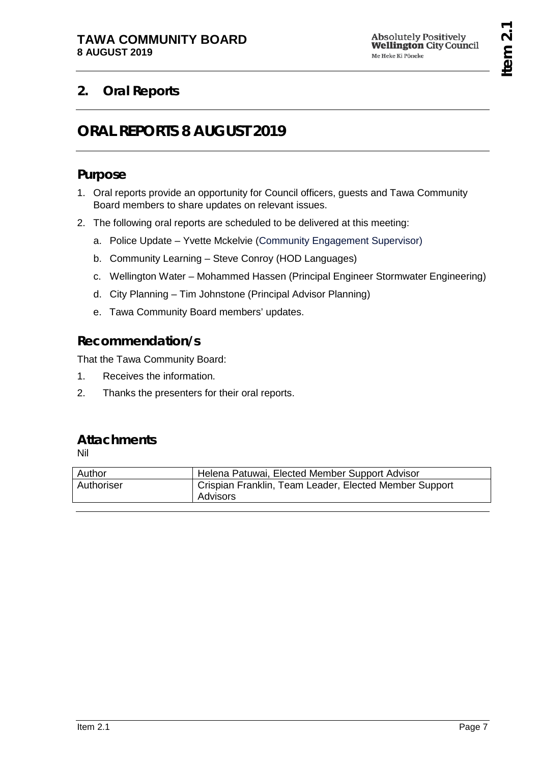## 2. Oral Reports

# ORAL REPORTS 8 AUGUST 2019

## Purpose

1. Oral reports provide an opportunity for Council officers, guests and Tawa Community Board members to share updates on relevant issues.
2. The following oral reports are scheduled to be delivered at this meeting:
   a. Police Update – Yvette Mckelvie (Community Engagement Supervisor)
   b. Community Learning – Steve Conroy (HOD Languages)
   c. Wellington Water – Mohammed Hassen (Principal Engineer Stormwater Engineering)
   d. City Planning – Tim Johnstone (Principal Advisor Planning)
   e. Tawa Community Board members' updates.

## Recommendation/s

That the Tawa Community Board:

1. Receives the information.
2. Thanks the presenters for their oral reports.

## Attachments

Nil

| Author | Helena Patuwai, Elected Member Support Advisor |
|---|---|
| Authoriser | Crispian Franklin, Team Leader, Elected Member Support Advisors |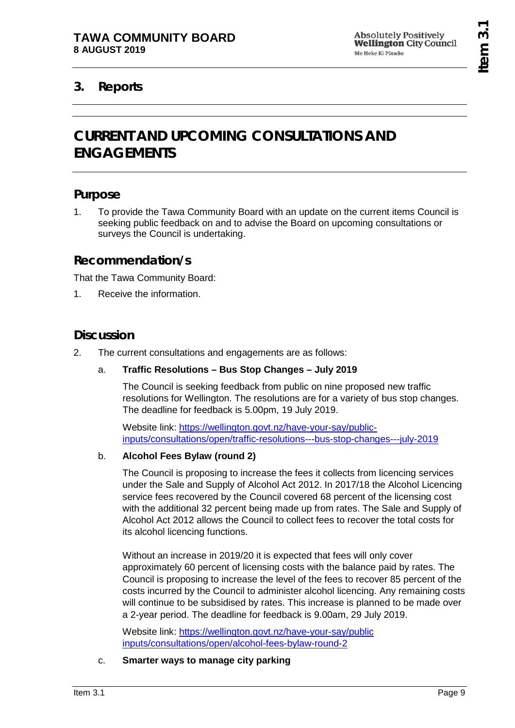## 3. Reports

# CURRENT AND UPCOMING CONSULTATIONS AND ENGAGEMENTS

## Purpose

1. To provide the Tawa Community Board with an update on the current items Council is seeking public feedback on and to advise the Board on upcoming consultations or surveys the Council is undertaking.

## Recommendation/s

That the Tawa Community Board:

1. Receive the information.

## Discussion

2. The current consultations and engagements are as follows:

   a. **Traffic Resolutions – Bus Stop Changes – July 2019**

      The Council is seeking feedback from public on nine proposed new traffic resolutions for Wellington. The resolutions are for a variety of bus stop changes. The deadline for feedback is 5.00pm, 19 July 2019.

      Website link: [https://wellington.govt.nz/have-your-say/public-inputs/consultations/open/traffic-resolutions---bus-stop-changes---july-2019](https://wellington.govt.nz/have-your-say/public-inputs/consultations/open/traffic-resolutions---bus-stop-changes---july-2019)

   b. **Alcohol Fees Bylaw (round 2)**

      The Council is proposing to increase the fees it collects from licencing services under the Sale and Supply of Alcohol Act 2012. In 2017/18 the Alcohol Licencing service fees recovered by the Council covered 68 percent of the licensing cost with the additional 32 percent being made up from rates. The Sale and Supply of Alcohol Act 2012 allows the Council to collect fees to recover the total costs for its alcohol licencing functions.

      Without an increase in 2019/20 it is expected that fees will only cover approximately 60 percent of licensing costs with the balance paid by rates. The Council is proposing to increase the level of the fees to recover 85 percent of the costs incurred by the Council to administer alcohol licencing. Any remaining costs will continue to be subsidised by rates. This increase is planned to be made over a 2-year period. The deadline for feedback is 9.00am, 29 July 2019.

      Website link: [https://wellington.govt.nz/have-your-say/public inputs/consultations/open/alcohol-fees-bylaw-round-2](https://wellington.govt.nz/have-your-say/public-inputs/consultations/open/alcohol-fees-bylaw-round-2)

   c. **Smarter ways to manage city parking**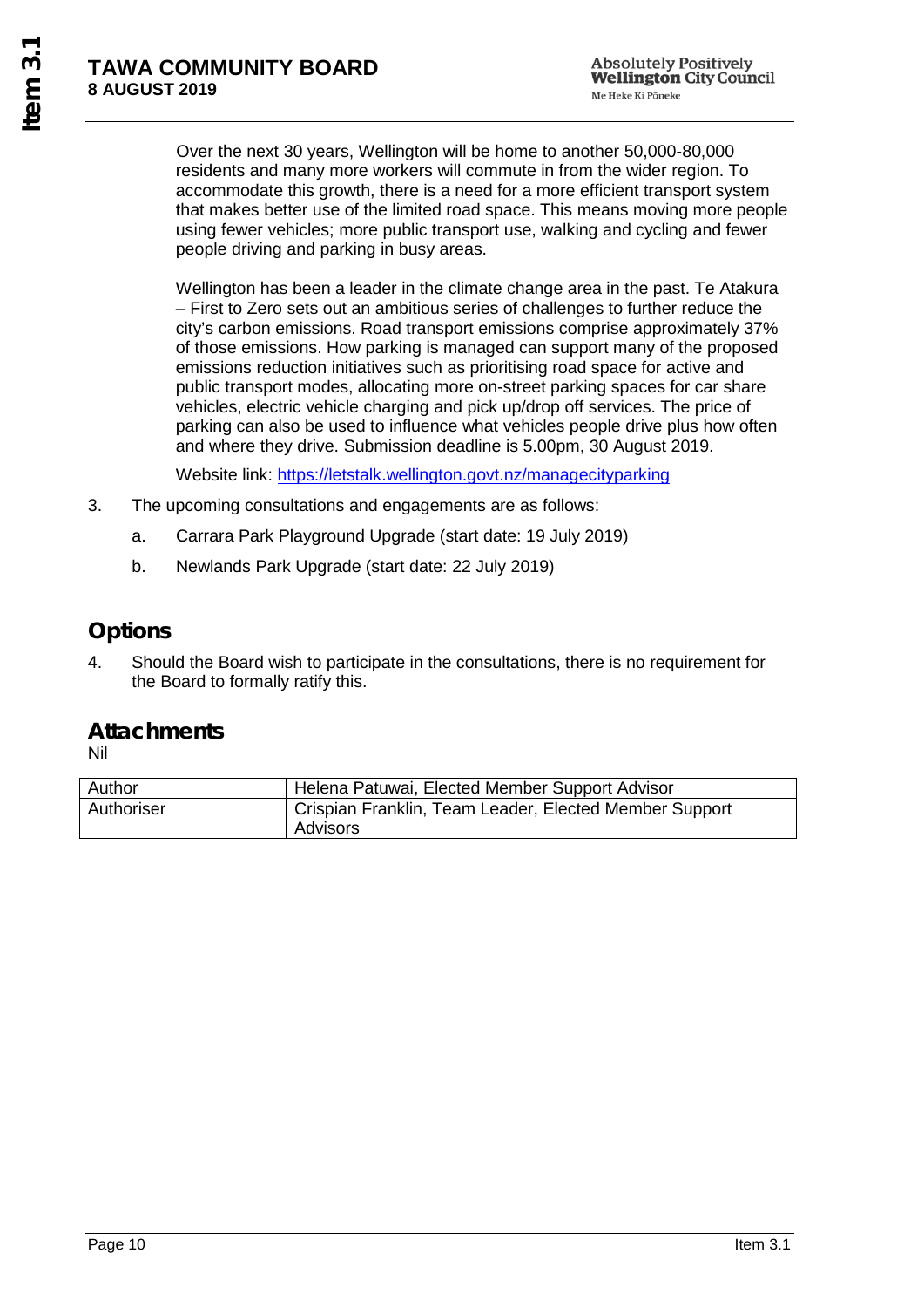Over the next 30 years, Wellington will be home to another 50,000-80,000 residents and many more workers will commute in from the wider region. To accommodate this growth, there is a need for a more efficient transport system that makes better use of the limited road space. This means moving more people using fewer vehicles; more public transport use, walking and cycling and fewer people driving and parking in busy areas.

Wellington has been a leader in the climate change area in the past. Te Atakura – First to Zero sets out an ambitious series of challenges to further reduce the city's carbon emissions. Road transport emissions comprise approximately 37% of those emissions. How parking is managed can support many of the proposed emissions reduction initiatives such as prioritising road space for active and public transport modes, allocating more on-street parking spaces for car share vehicles, electric vehicle charging and pick up/drop off services. The price of parking can also be used to influence what vehicles people drive plus how often and where they drive. Submission deadline is 5.00pm, 30 August 2019.

Website link: https://letstalk.wellington.govt.nz/managecityparking

3. The upcoming consultations and engagements are as follows:

   a. Carrara Park Playground Upgrade (start date: 19 July 2019)

   b. Newlands Park Upgrade (start date: 22 July 2019)

## Options

4. Should the Board wish to participate in the consultations, there is no requirement for the Board to formally ratify this.

## Attachments

Nil

| | |
|---|---|
| Author | Helena Patuwai, Elected Member Support Advisor |
| Authoriser | Crispian Franklin, Team Leader, Elected Member Support Advisors |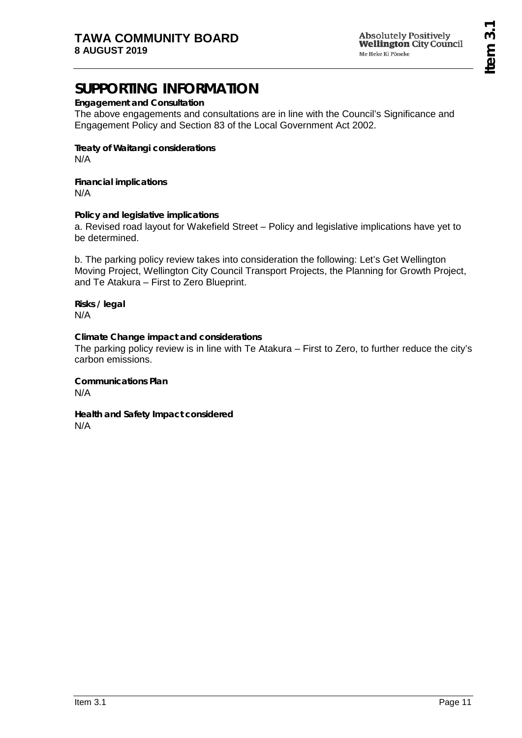# SUPPORTING INFORMATION

**Engagement and Consultation**

The above engagements and consultations are in line with the Council's Significance and Engagement Policy and Section 83 of the Local Government Act 2002.

**Treaty of Waitangi considerations**

N/A

**Financial implications**

N/A

**Policy and legislative implications**

a. Revised road layout for Wakefield Street – Policy and legislative implications have yet to be determined.

b. The parking policy review takes into consideration the following: Let's Get Wellington Moving Project, Wellington City Council Transport Projects, the Planning for Growth Project, and Te Atakura – First to Zero Blueprint.

**Risks / legal**

N/A

**Climate Change impact and considerations**

The parking policy review is in line with Te Atakura – First to Zero, to further reduce the city's carbon emissions.

**Communications Plan**

N/A

**Health and Safety Impact considered**

N/A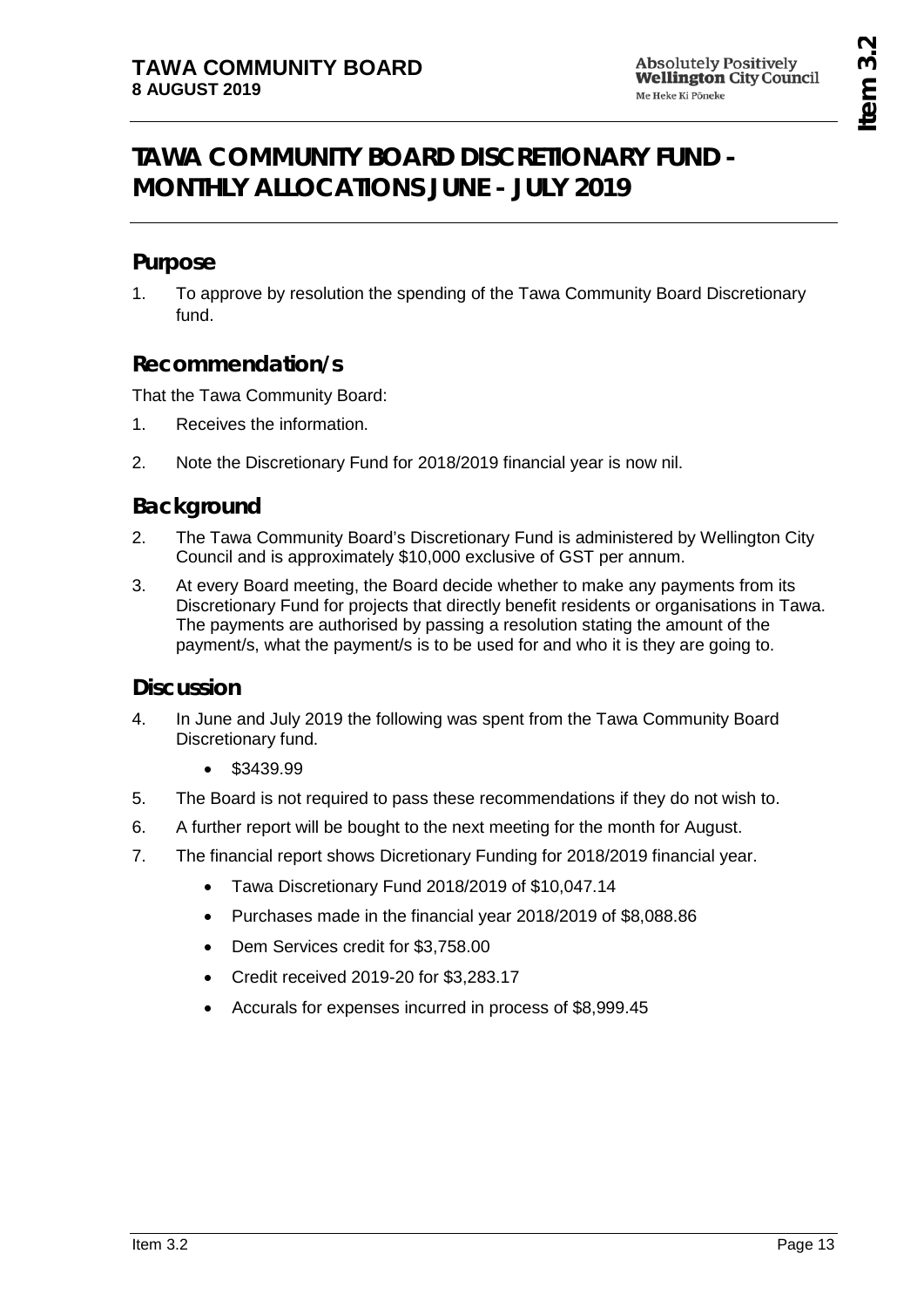# TAWA COMMUNITY BOARD DISCRETIONARY FUND - MONTHLY ALLOCATIONS JUNE - JULY 2019

## Purpose

1. To approve by resolution the spending of the Tawa Community Board Discretionary fund.

## Recommendation/s

That the Tawa Community Board:

1. Receives the information.
2. Note the Discretionary Fund for 2018/2019 financial year is now nil.

## Background

2. The Tawa Community Board's Discretionary Fund is administered by Wellington City Council and is approximately $10,000 exclusive of GST per annum.
3. At every Board meeting, the Board decide whether to make any payments from its Discretionary Fund for projects that directly benefit residents or organisations in Tawa. The payments are authorised by passing a resolution stating the amount of the payment/s, what the payment/s is to be used for and who it is they are going to.

## Discussion

4. In June and July 2019 the following was spent from the Tawa Community Board Discretionary fund.
   - $3439.99
5. The Board is not required to pass these recommendations if they do not wish to.
6. A further report will be bought to the next meeting for the month for August.
7. The financial report shows Dicretionary Funding for 2018/2019 financial year.
   - Tawa Discretionary Fund 2018/2019 of $10,047.14
   - Purchases made in the financial year 2018/2019 of $8,088.86
   - Dem Services credit for $3,758.00
   - Credit received 2019-20 for $3,283.17
   - Accurals for expenses incurred in process of $8,999.45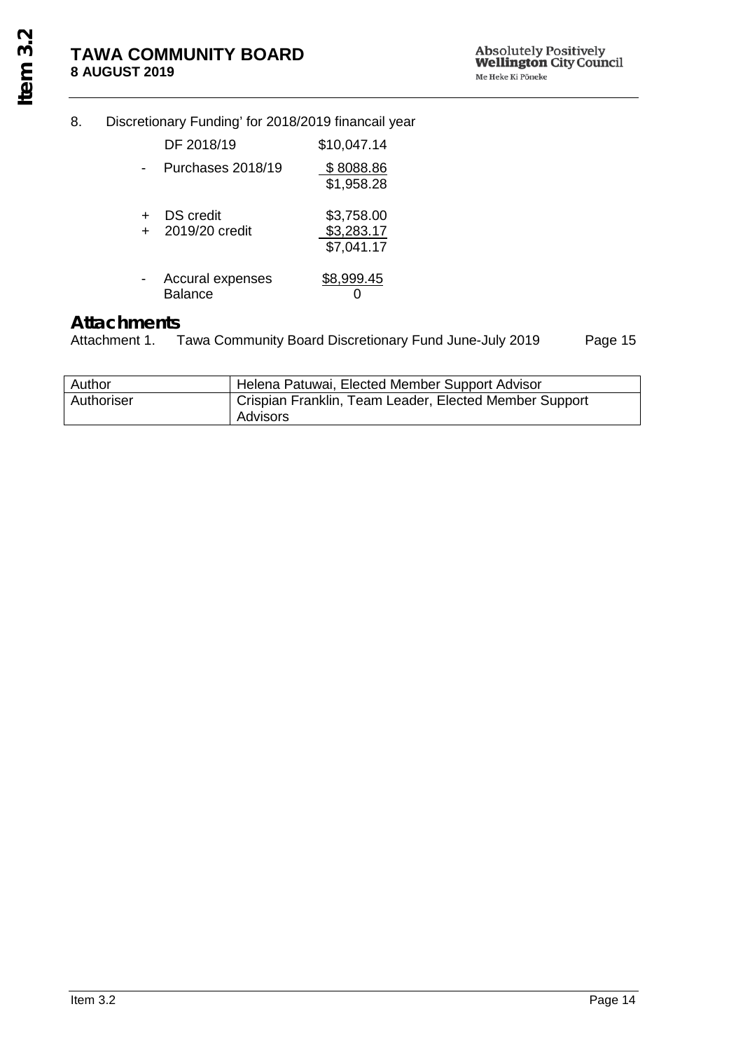8. Discretionary Funding' for 2018/2019 financail year

| | | |
|---|---|---|
| | DF 2018/19 | $10,047.14 |
| - | Purchases 2018/19 | $ 8088.86 |
| | | $1,958.28 |
| + | DS credit | $3,758.00 |
| + | 2019/20 credit | $3,283.17 |
| | | $7,041.17 |
| - | Accural expenses | $8,999.45 |
| | Balance | 0 |

## Attachments

Attachment 1. Tawa Community Board Discretionary Fund June-July 2019 Page 15

| Author | Helena Patuwai, Elected Member Support Advisor |
|---|---|
| Authoriser | Crispian Franklin, Team Leader, Elected Member Support Advisors |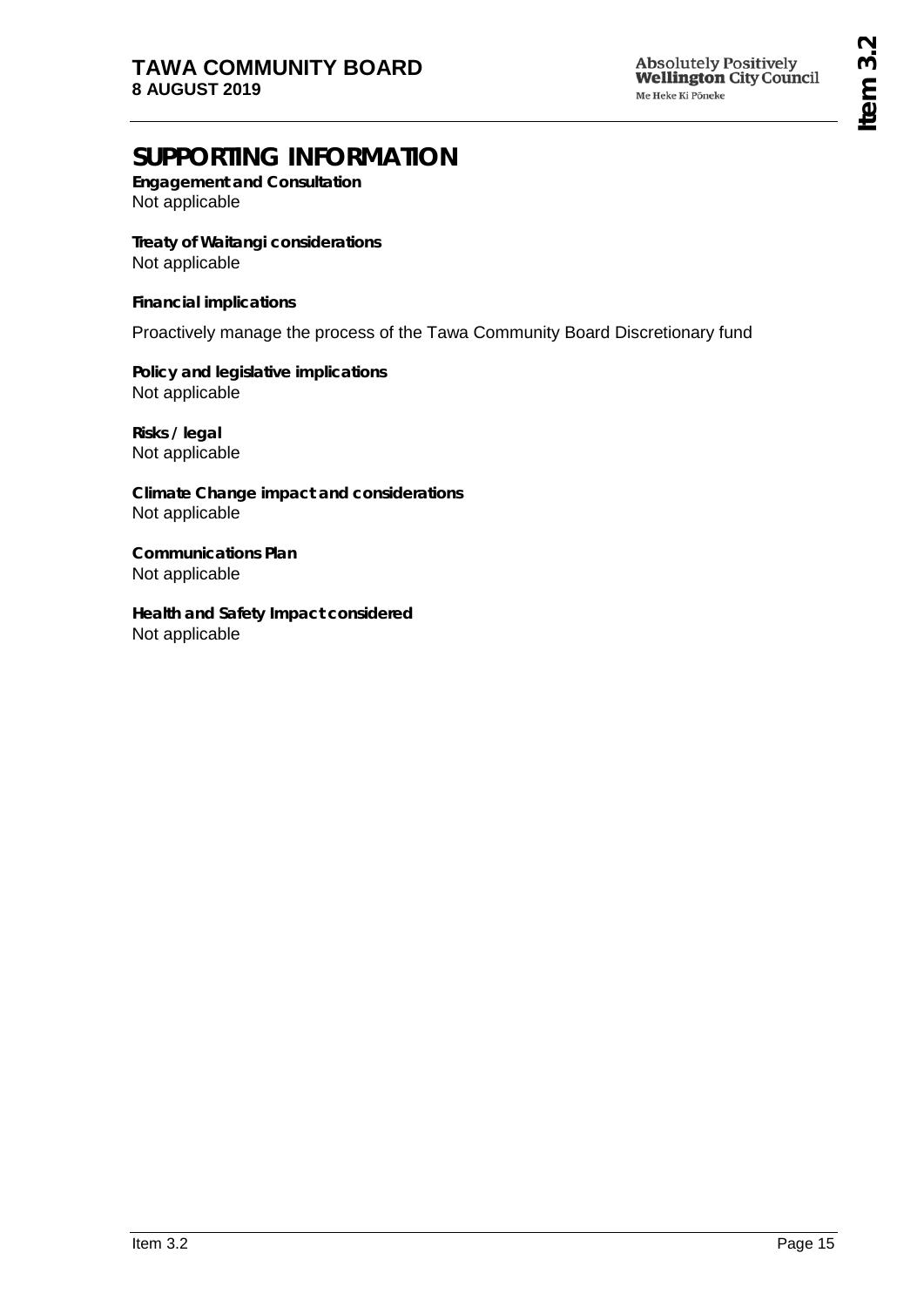# SUPPORTING INFORMATION

**Engagement and Consultation**
Not applicable

**Treaty of Waitangi considerations**
Not applicable

**Financial implications**

Proactively manage the process of the Tawa Community Board Discretionary fund

**Policy and legislative implications**
Not applicable

**Risks / legal**
Not applicable

**Climate Change impact and considerations**
Not applicable

**Communications Plan**
Not applicable

**Health and Safety Impact considered**
Not applicable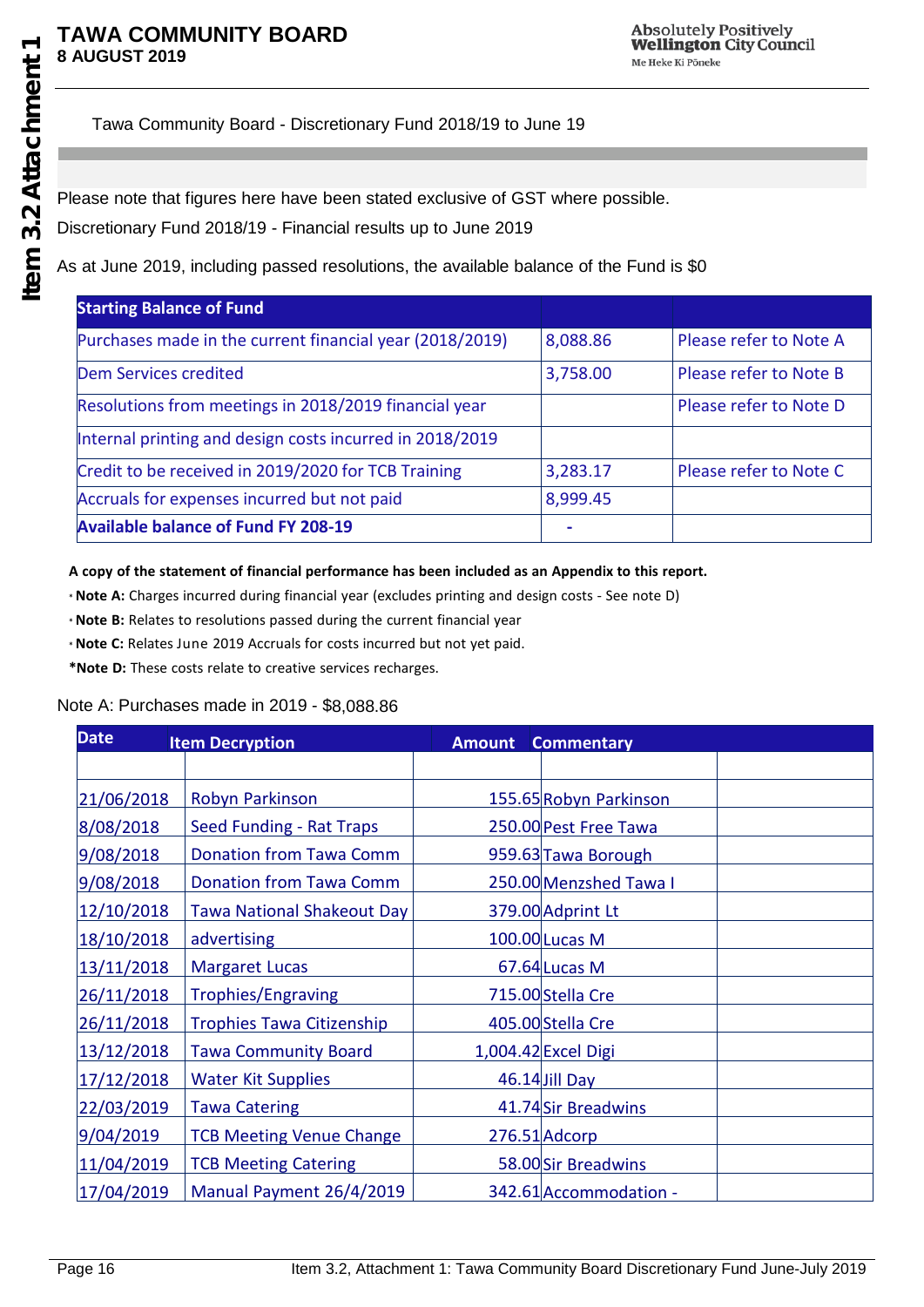Tawa Community Board - Discretionary Fund 2018/19 to June 19

Please note that figures here have been stated exclusive of GST where possible.

Discretionary Fund 2018/19 - Financial results up to June 2019

As at June 2019, including passed resolutions, the available balance of the Fund is $0

| **Starting Balance of Fund** | | |
|---|---|---|
| Purchases made in the current financial year (2018/2019) | 8,088.86 | Please refer to Note A |
| Dem Services credited | 3,758.00 | Please refer to Note B |
| Resolutions from meetings in 2018/2019 financial year | | Please refer to Note D |
| Internal printing and design costs incurred in 2018/2019 | | |
| Credit to be received in 2019/2020 for TCB Training | 3,283.17 | Please refer to Note C |
| Accruals for expenses incurred but not paid | 8,999.45 | |
| **Available balance of Fund FY 208-19** | - | |

**A copy of the statement of financial performance has been included as an Appendix to this report.**

- **Note A:** Charges incurred during financial year (excludes printing and design costs - See note D)
- **Note B:** Relates to resolutions passed during the current financial year
- **Note C:** Relates June 2019 Accruals for costs incurred but not yet paid.

***Note D:** These costs relate to creative services recharges.

Note A: Purchases made in 2019 - $8,088.86

| Date | Item Decryption | Amount | Commentary | |
|---|---|---|---|---|
| | | | | |
| 21/06/2018 | Robyn Parkinson | 155.65 | Robyn Parkinson | |
| 8/08/2018 | Seed Funding - Rat Traps | 250.00 | Pest Free Tawa | |
| 9/08/2018 | Donation from Tawa Comm | 959.63 | Tawa Borough | |
| 9/08/2018 | Donation from Tawa Comm | 250.00 | Menzshed Tawa I | |
| 12/10/2018 | Tawa National Shakeout Day | 379.00 | Adprint Lt | |
| 18/10/2018 | advertising | 100.00 | Lucas M | |
| 13/11/2018 | Margaret Lucas | 67.64 | Lucas M | |
| 26/11/2018 | Trophies/Engraving | 715.00 | Stella Cre | |
| 26/11/2018 | Trophies Tawa Citizenship | 405.00 | Stella Cre | |
| 13/12/2018 | Tawa Community Board | 1,004.42 | Excel Digi | |
| 17/12/2018 | Water Kit Supplies | 46.14 | Jill Day | |
| 22/03/2019 | Tawa Catering | 41.74 | Sir Breadwins | |
| 9/04/2019 | TCB Meeting Venue Change | 276.51 | Adcorp | |
| 11/04/2019 | TCB Meeting Catering | 58.00 | Sir Breadwins | |
| 17/04/2019 | Manual Payment 26/4/2019 | 342.61 | Accommodation - | |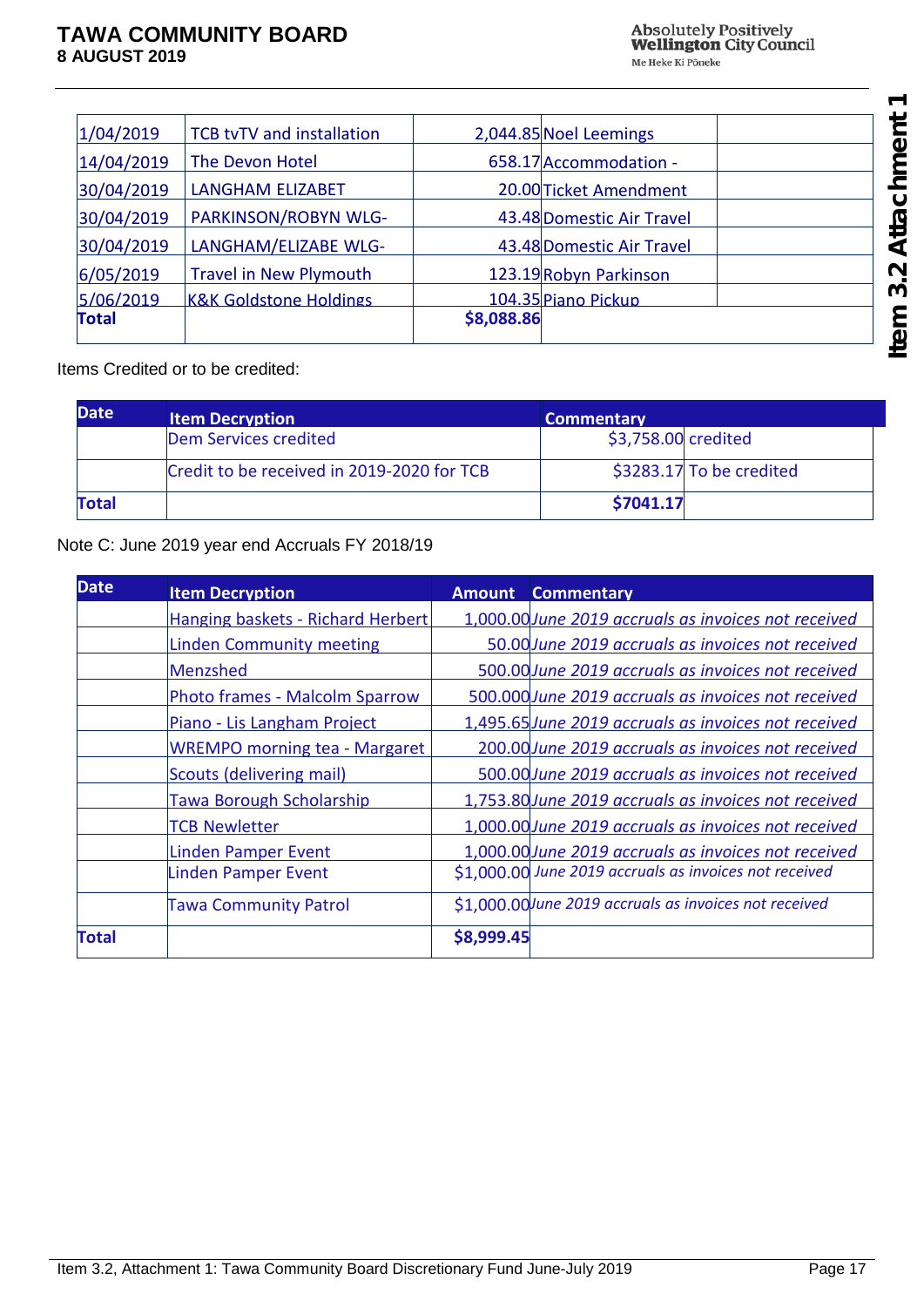| | | | | |
|---|---|---|---|---|
| 1/04/2019 | TCB tvTV and installation | 2,044.85 | Noel Leemings | |
| 14/04/2019 | The Devon Hotel | 658.17 | Accommodation - | |
| 30/04/2019 | LANGHAM ELIZABET | 20.00 | Ticket Amendment | |
| 30/04/2019 | PARKINSON/ROBYN WLG- | 43.48 | Domestic Air Travel | |
| 30/04/2019 | LANGHAM/ELIZABE WLG- | 43.48 | Domestic Air Travel | |
| 6/05/2019 | Travel in New Plymouth | 123.19 | Robyn Parkinson | |
| 5/06/2019 | K&K Goldstone Holdings | 104.35 | Piano Pickup | |
| **Total** | | **$8,088.86** | | |

Items Credited or to be credited:

| Date | Item Decryption | Commentary | |
|---|---|---|---|
| | Dem Services credited | $3,758.00 | credited |
| | Credit to be received in 2019-2020 for TCB | $3283.17 | To be credited |
| **Total** | | **$7041.17** | |

Note C: June 2019 year end Accruals FY 2018/19

| Date | Item Decryption | Amount | Commentary |
|---|---|---|---|
| | Hanging baskets - Richard Herbert | 1,000.00 | *June 2019 accruals as invoices not received* |
| | Linden Community meeting | 50.00 | *June 2019 accruals as invoices not received* |
| | Menzshed | 500.00 | *June 2019 accruals as invoices not received* |
| | Photo frames - Malcolm Sparrow | 500.000 | *June 2019 accruals as invoices not received* |
| | Piano - Lis Langham Project | 1,495.65 | *June 2019 accruals as invoices not received* |
| | WREMPO morning tea - Margaret | 200.00 | *June 2019 accruals as invoices not received* |
| | Scouts (delivering mail) | 500.00 | *June 2019 accruals as invoices not received* |
| | Tawa Borough Scholarship | 1,753.80 | *June 2019 accruals as invoices not received* |
| | TCB Newletter | 1,000.00 | *June 2019 accruals as invoices not received* |
| | Linden Pamper Event | 1,000.00 | *June 2019 accruals as invoices not received* |
| | Linden Pamper Event | $1,000.00 | *June 2019 accruals as invoices not received* |
| | Tawa Community Patrol | $1,000.00 | *June 2019 accruals as invoices not received* |
| **Total** | | **$8,999.45** | |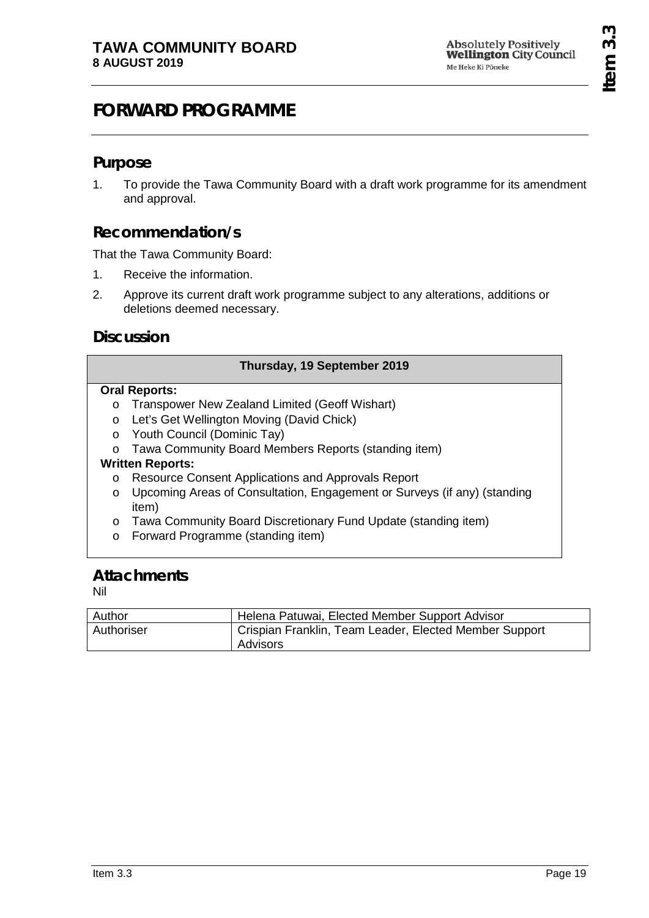# FORWARD PROGRAMME

## Purpose

1. To provide the Tawa Community Board with a draft work programme for its amendment and approval.

## Recommendation/s

That the Tawa Community Board:

1. Receive the information.
2. Approve its current draft work programme subject to any alterations, additions or deletions deemed necessary.

## Discussion

| Thursday, 19 September 2019 |
|---|
| **Oral Reports:**<br>o Transpower New Zealand Limited (Geoff Wishart)<br>o Let's Get Wellington Moving (David Chick)<br>o Youth Council (Dominic Tay)<br>o Tawa Community Board Members Reports (standing item)<br>**Written Reports:**<br>o Resource Consent Applications and Approvals Report<br>o Upcoming Areas of Consultation, Engagement or Surveys (if any) (standing item)<br>o Tawa Community Board Discretionary Fund Update (standing item)<br>o Forward Programme (standing item) |

## Attachments

Nil

| Author | Helena Patuwai, Elected Member Support Advisor |
|---|---|
| Authoriser | Crispian Franklin, Team Leader, Elected Member Support Advisors |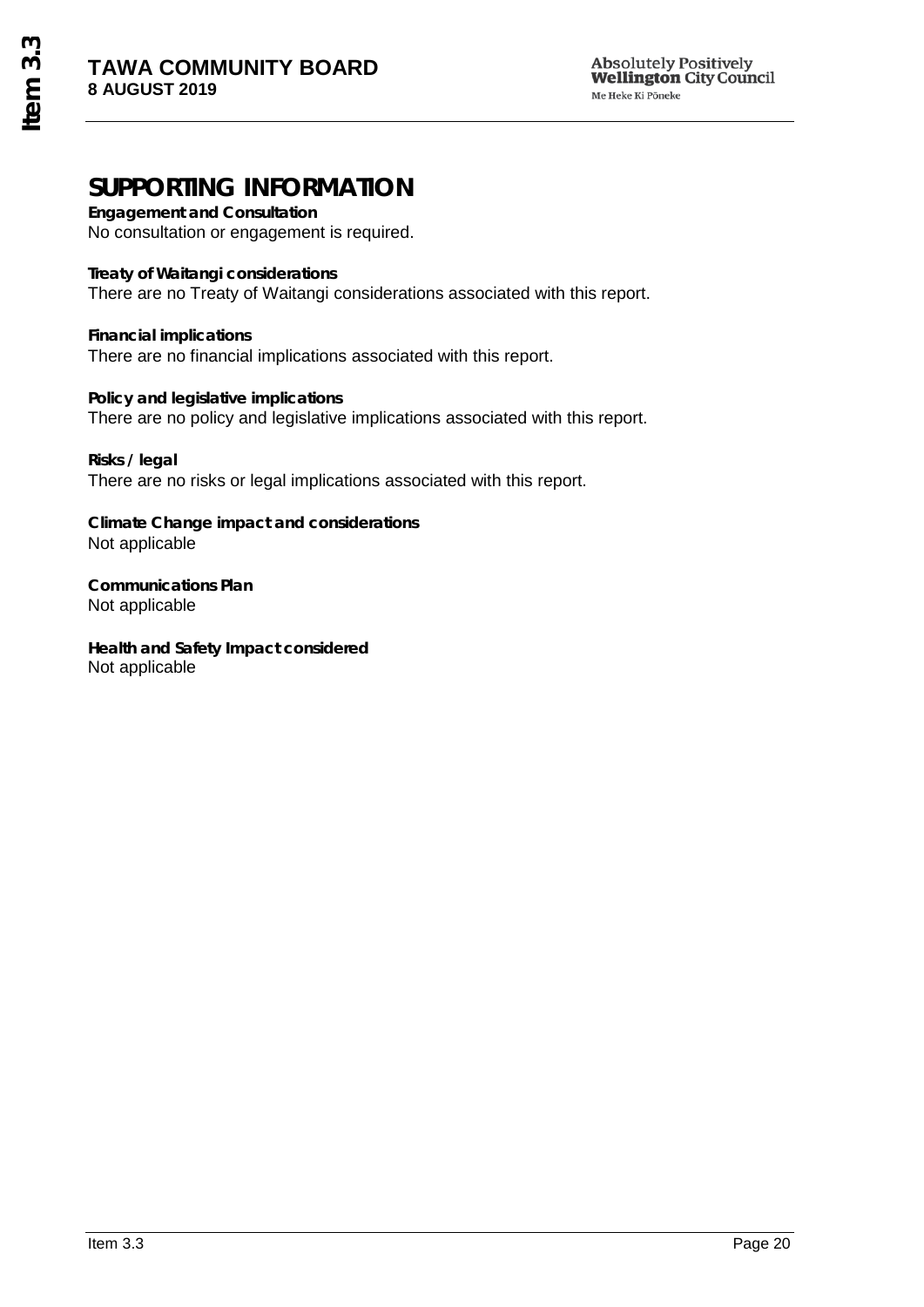# SUPPORTING INFORMATION

**Engagement and Consultation**
No consultation or engagement is required.

**Treaty of Waitangi considerations**
There are no Treaty of Waitangi considerations associated with this report.

**Financial implications**
There are no financial implications associated with this report.

**Policy and legislative implications**
There are no policy and legislative implications associated with this report.

**Risks / legal**
There are no risks or legal implications associated with this report.

**Climate Change impact and considerations**
Not applicable

**Communications Plan**
Not applicable

**Health and Safety Impact considered**
Not applicable